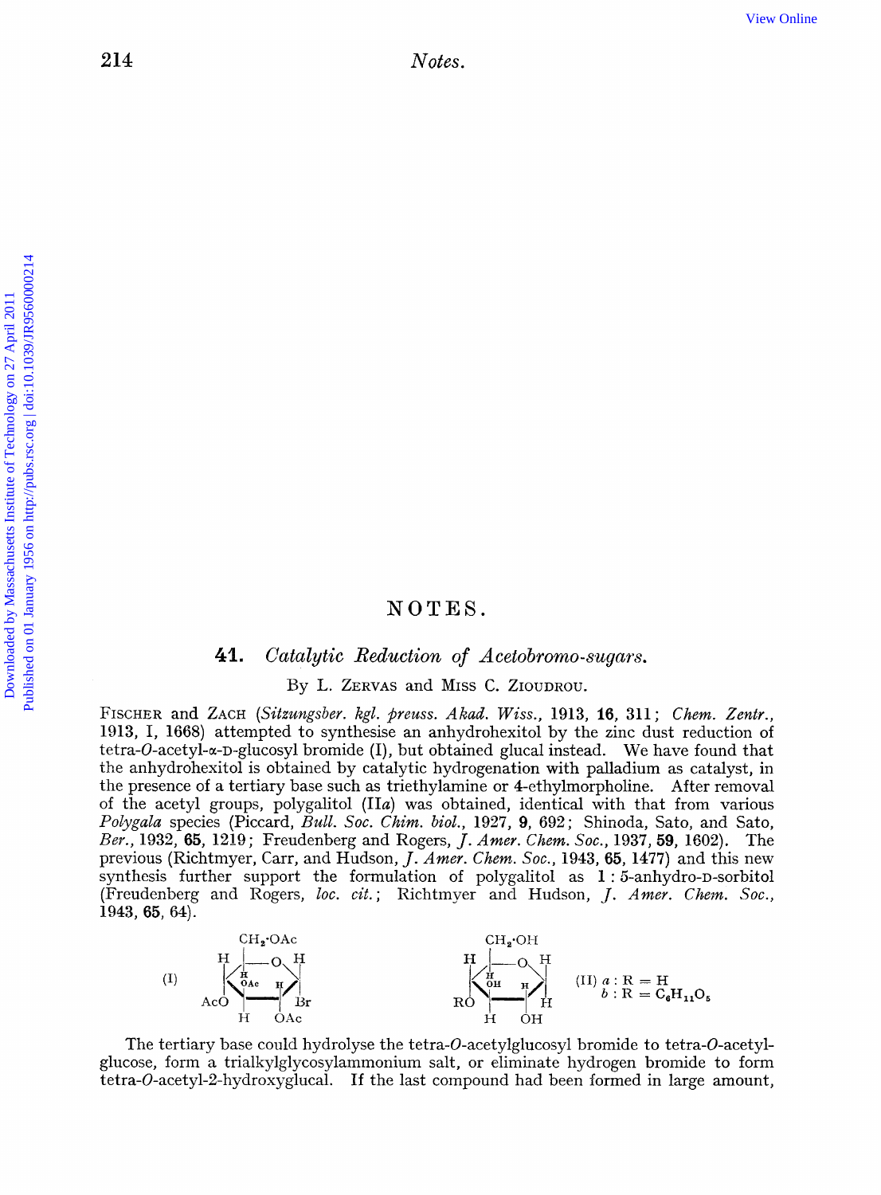# NOTES.

## 41. *Catalytic Reduction of Acetobromo-sugars.*

By L. Zervas and Miss C. Zioudrou.

Fischer and Zach (*Sitzungsber. kgl. preuss. Akad. Wiss.*, 1913, **16**, 311; *Chem. Zentr.*, 1913, I, 1668) attempted to synthesise an anhydrohexitol by the zinc dust reduction of tetra-*O*-acetyl-α-D-glucosyl bromide (I), but obtained glucal instead. We have found that the anhydrohexitol is obtained by catalytic hydrogenation with palladium as catalyst, in the presence of a tertiary base such as triethylamine or 4-ethylmorpholine. After removal of the acetyl groups, polygalitol (II*a*) was obtained, identical with that from various *Polygala* species (Piccard, *Bull. Soc. Chim. biol.*, 1927, **9**, 692; Shinoda, Sato, and Sato, *Ber.*, 1932, **65**, 1219; Freudenberg and Rogers, *J. Amer. Chem. Soc.*, 1937, **59**, 1602). The previous (Richtmyer, Carr, and Hudson, *J. Amer. Chem. Soc.*, 1943, **65**, 1477) and this new synthesis further support the formulation of polygalitol as 1 : 5-anhydro-D-sorbitol (Freudenberg and Rogers, *loc. cit.*; Richtmyer and Hudson, *J. Amer. Chem. Soc.*, 1943, **65**, 64).

(I) [structure: $CH_2{\cdot}OAc$; AcO; OAc; OAc; Br]  (II) [structure: $CH_2{\cdot}OH$; RO; OH; OH; H] (II) *a* : R = H; *b* : R = $C_6H_{11}O_5$

The tertiary base could hydrolyse the tetra-*O*-acetylglucosyl bromide to tetra-*O*-acetylglucose, form a trialkylglycosylammonium salt, or eliminate hydrogen bromide to form tetra-*O*-acetyl-2-hydroxyglucal. If the last compound had been formed in large amount,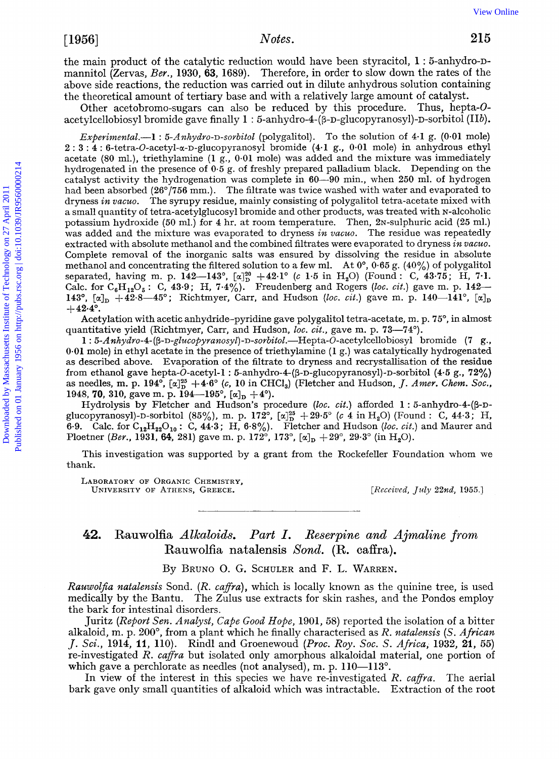the main product of the catalytic reduction would have been styracitol, 1 : 5-anhydro-D-mannitol (Zervas, *Ber.*, 1930, **63**, 1689). Therefore, in order to slow down the rates of the above side reactions, the reduction was carried out in dilute anhydrous solution containing the theoretical amount of tertiary base and with a relatively large amount of catalyst.

Other acetobromo-sugars can also be reduced by this procedure. Thus, hepta-*O*-acetylcellobiosyl bromide gave finally 1 : 5-anhydro-4-(β-D-glucopyranosyl)-D-sorbitol (IIb).

*Experimental.*—1 : *5-Anhydro-*D-*sorbitol* (polygalitol). To the solution of 4·1 g. (0·01 mole) 2 : 3 : 4 : 6-tetra-*O*-acetyl-α-D-glucopyranosyl bromide (4·1 g., 0·01 mole) in anhydrous ethyl acetate (80 ml.), triethylamine (1 g., 0·01 mole) was added and the mixture was immediately hydrogenated in the presence of 0·5 g. of freshly prepared palladium black. Depending on the catalyst activity the hydrogenation was complete in 60—90 min., when 250 ml. of hydrogen had been absorbed (26°/756 mm.). The filtrate was twice washed with water and evaporated to dryness *in vacuo*. The syrupy residue, mainly consisting of polygalitol tetra-acetate mixed with a small quantity of tetra-acetylglucosyl bromide and other products, was treated with N-alcoholic potassium hydroxide (50 ml.) for 4 hr. at room temperature. Then, 2N-sulphuric acid (25 ml.) was added and the mixture was evaporated to dryness *in vacuo*. The residue was repeatedly extracted with absolute methanol and the combined filtrates were evaporated to dryness *in vacuo*. Complete removal of the inorganic salts was ensured by dissolving the residue in absolute methanol and concentrating the filtered solution to a few ml. At 0°, 0·65 g. (40%) of polygalitol separated, having m. p. 142—143°, $[\alpha]_D^{20}$ +42·1° (*c* 1·5 in $H_2O$) (Found : C, 43·75; H, 7·1. Calc. for $C_6H_{12}O_5$ : C, 43·9; H, 7·4%). Freudenberg and Rogers (*loc. cit.*) gave m. p. 142—143°, $[\alpha]_D$ +42·8—45°; Richtmyer, Carr, and Hudson (*loc. cit.*) gave m. p. 140—141°, $[\alpha]_D$ +42·4°.

Acetylation with acetic anhydride-pyridine gave polygalitol tetra-acetate, m. p. 75°, in almost quantitative yield (Richtmyer, Carr, and Hudson, *loc. cit.*, gave m. p. 73—74°).

1 : *5-Anhydro-4-(β-*D-*glucopyranosyl)-*D-*sorbitol.*—Hepta-*O*-acetylcellobiosyl bromide (7 g., 0·01 mole) in ethyl acetate in the presence of triethylamine (1 g.) was catalytically hydrogenated as described above. Evaporation of the filtrate to dryness and recrystallisation of the residue from ethanol gave hepta-*O*-acetyl-1 : 5-anhydro-4-(β-D-glucopyranosyl)-D-sorbitol (4·5 g., 72%) as needles, m. p. 194°, $[\alpha]_D^{25}$ +4·6° (*c*, 10 in $CHCl_3$) (Fletcher and Hudson, *J. Amer. Chem. Soc.*, 1948, **70**, 310, gave m. p. 194—195°, $[\alpha]_D$ +4°).

Hydrolysis by Fletcher and Hudson's procedure (*loc. cit.*) afforded 1 : 5-anhydro-4-(β-D-glucopyranosyl)-D-sorbitol (85%), m. p. 172°, $[\alpha]_D^{25}$ +29·5° (*c* 4 in $H_2O$) (Found : C, 44·3; H, 6·9. Calc. for $C_{12}H_{22}O_{10}$ : C, 44·3; H, 6·8%). Fletcher and Hudson (*loc. cit.*) and Maurer and Ploetner (*Ber.*, 1931, **64**, 281) gave m. p. 172°, 173°, $[\alpha]_D$ +29°, 29·3° (in $H_2O$).

This investigation was supported by a grant from the Rockefeller Foundation whom we thank.

LABORATORY OF ORGANIC CHEMISTRY,
UNIVERSITY OF ATHENS, GREECE. [*Received, July 22nd*, 1955.]

---

## 42. Rauwolfia *Alkaloids. Part I. Reserpine and Ajmaline from* Rauwolfia natalensis *Sond.* (R. caffra).

By BRUNO O. G. SCHULER and F. L. WARREN.

*Rauwolfia natalensis* Sond. (*R. caffra*), which is locally known as the quinine tree, is used medically by the Bantu. The Zulus use extracts for skin rashes, and the Pondos employ the bark for intestinal disorders.

Juritz (*Report Sen. Analyst, Cape Good Hope*, 1901, 58) reported the isolation of a bitter alkaloid, m. p. 200°, from a plant which he finally characterised as *R. natalensis* (*S. African J. Sci.*, 1914, **11**, 110). Rindl and Groenewoud (*Proc. Roy. Soc. S. Africa*, 1932, **21**, 55) re-investigated *R. caffra* but isolated only amorphous alkaloidal material, one portion of which gave a perchlorate as needles (not analysed), m. p. 110—113°.

In view of the interest in this species we have re-investigated *R. caffra*. The aerial bark gave only small quantities of alkaloid which was intractable. Extraction of the root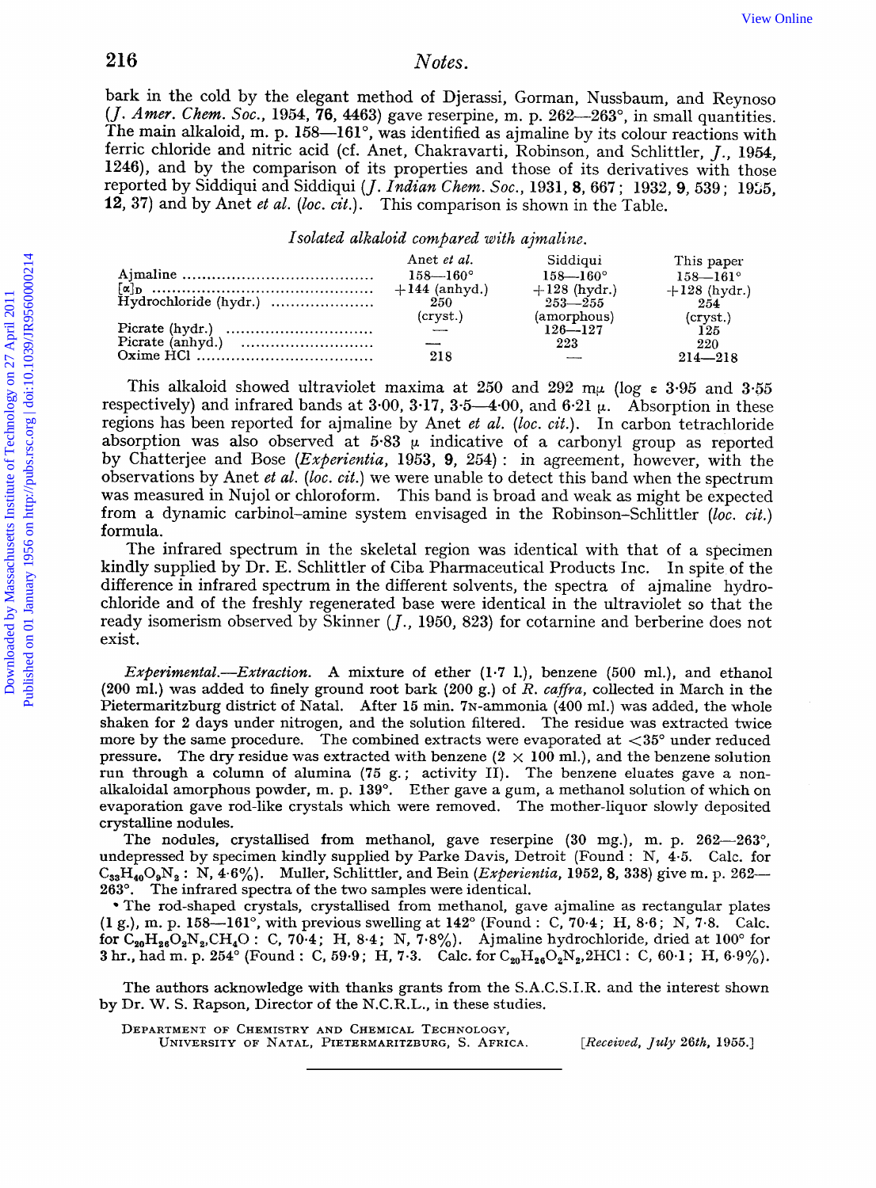bark in the cold by the elegant method of Djerassi, Gorman, Nussbaum, and Reynoso (*J. Amer. Chem. Soc.*, 1954, **76**, 4463) gave reserpine, m. p. 262—263°, in small quantities. The main alkaloid, m. p. 158—161°, was identified as ajmaline by its colour reactions with ferric chloride and nitric acid (cf. Anet, Chakravarti, Robinson, and Schlittler, *J.*, 1954, 1246), and by the comparison of its properties and those of its derivatives with those reported by Siddiqui and Siddiqui (*J. Indian Chem. Soc.*, 1931, **8**, 667; 1932, **9**, 539; 1935, **12**, 37) and by Anet *et al.* (*loc. cit.*). This comparison is shown in the Table.

*Isolated alkaloid compared with ajmaline.*

| | Anet *et al.* | Siddiqui | This paper |
|---|---|---|---|
| Ajmaline | 158—160° | 158—160° | 158—161° |
| $[\alpha]_D$ | +144 (anhyd.) | +128 (hydr.) | +128 (hydr.) |
| Hydrochloride (hydr.) | 250 (cryst.) | 253—255 (amorphous) | 254 (cryst.) |
| Picrate (hydr.) | — | 126—127 | 125 |
| Picrate (anhyd.) | — | 223 | 220 |
| Oxime HCl | 218 | — | 214—218 |

This alkaloid showed ultraviolet maxima at 250 and 292 mμ (log ε 3·95 and 3·55 respectively) and infrared bands at 3·00, 3·17, 3·5—4·00, and 6·21 μ. Absorption in these regions has been reported for ajmaline by Anet *et al.* (*loc. cit.*). In carbon tetrachloride absorption was also observed at 5·83 μ indicative of a carbonyl group as reported by Chatterjee and Bose (*Experientia*, 1953, **9**, 254): in agreement, however, with the observations by Anet *et al.* (*loc. cit.*) we were unable to detect this band when the spectrum was measured in Nujol or chloroform. This band is broad and weak as might be expected from a dynamic carbinol-amine system envisaged in the Robinson–Schlittler (*loc. cit.*) formula.

The infrared spectrum in the skeletal region was identical with that of a specimen kindly supplied by Dr. E. Schlittler of Ciba Pharmaceutical Products Inc. In spite of the difference in infrared spectrum in the different solvents, the spectra of ajmaline hydrochloride and of the freshly regenerated base were identical in the ultraviolet so that the ready isomerism observed by Skinner (*J.*, 1950, 823) for cotarnine and berberine does not exist.

*Experimental.*—*Extraction.* A mixture of ether (1·7 l.), benzene (500 ml.), and ethanol (200 ml.) was added to finely ground root bark (200 g.) of *R. caffra*, collected in March in the Pietermaritzburg district of Natal. After 15 min. 7N-ammonia (400 ml.) was added, the whole shaken for 2 days under nitrogen, and the solution filtered. The residue was extracted twice more by the same procedure. The combined extracts were evaporated at <35° under reduced pressure. The dry residue was extracted with benzene (2 × 100 ml.), and the benzene solution run through a column of alumina (75 g.; activity II). The benzene eluates gave a non-alkaloidal amorphous powder, m. p. 139°. Ether gave a gum, a methanol solution of which on evaporation gave rod-like crystals which were removed. The mother-liquor slowly deposited crystalline nodules.

The nodules, crystallised from methanol, gave reserpine (30 mg.), m. p. 262—263°, undepressed by specimen kindly supplied by Parke Davis, Detroit (Found: N, 4·5. Calc. for $C_{33}H_{40}O_9N_2$: N, 4·6%). Muller, Schlittler, and Bein (*Experientia*, 1952, **8**, 338) give m. p. 262—263°. The infrared spectra of the two samples were identical.

The rod-shaped crystals, crystallised from methanol, gave ajmaline as rectangular plates (1 g.), m. p. 158—161°, with previous swelling at 142° (Found: C, 70·4; H, 8·6; N, 7·8. Calc. for $C_{20}H_{26}O_2N_2,CH_4O$: C, 70·4; H, 8·4; N, 7·8%). Ajmaline hydrochloride, dried at 100° for 3 hr., had m. p. 254° (Found: C, 59·9; H, 7·3. Calc. for $C_{20}H_{26}O_2N_2,2HCl$: C, 60·1; H, 6·9%).

The authors acknowledge with thanks grants from the S.A.C.S.I.R. and the interest shown by Dr. W. S. Rapson, Director of the N.C.R.L., in these studies.

Department of Chemistry and Chemical Technology,
University of Natal, Pietermaritzburg, S. Africa. [*Received, July 26th, 1955.*]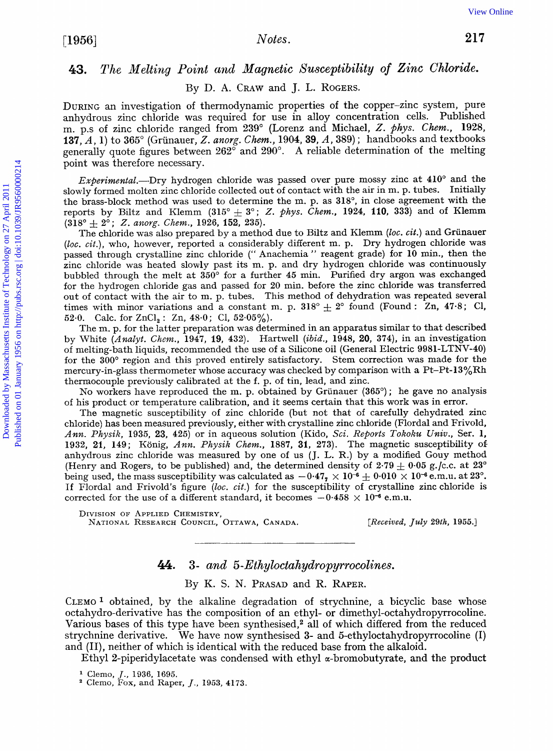## 43. *The Melting Point and Magnetic Susceptibility of Zinc Chloride.*

By D. A. Craw and J. L. Rogers.

During an investigation of thermodynamic properties of the copper–zinc system, pure anhydrous zinc chloride was required for use in alloy concentration cells. Published m. p.s of zinc chloride ranged from 239° (Lorenz and Michael, *Z. phys. Chem.*, 1928, **137**, *A*, 1) to 365° (Grünauer, *Z. anorg. Chem.*, 1904, **39**, *A*, 389); handbooks and textbooks generally quote figures between 262° and 290°. A reliable determination of the melting point was therefore necessary.

*Experimental.*—Dry hydrogen chloride was passed over pure mossy zinc at 410° and the slowly formed molten zinc chloride collected out of contact with the air in m. p. tubes. Initially the brass-block method was used to determine the m. p. as 318°, in close agreement with the reports by Biltz and Klemm (315° ± 3°; *Z. phys. Chem.*, 1924, **110**, 333) and of Klemm (318° ± 2°; *Z. anorg. Chem.*, 1926, **152**, 235).

The chloride was also prepared by a method due to Biltz and Klemm (*loc. cit.*) and Grünauer (*loc. cit.*), who, however, reported a considerably different m. p. Dry hydrogen chloride was passed through crystalline zinc chloride ("Anachemia" reagent grade) for 10 min., then the zinc chloride was heated slowly past its m. p. and dry hydrogen chloride was continuously bubbled through the melt at 350° for a further 45 min. Purified dry argon was exchanged for the hydrogen chloride gas and passed for 20 min. before the zinc chloride was transferred out of contact with the air to m. p. tubes. This method of dehydration was repeated several times with minor variations and a constant m. p. 318° ± 2° found (Found: Zn, 47·8; Cl, 52·0. Calc. for $ZnCl_2$: Zn, 48·0; Cl, 52·05%).

The m. p. for the latter preparation was determined in an apparatus similar to that described by White (*Analyt. Chem.*, 1947, **19**, 432). Hartwell (*ibid.*, 1948, **20**, 374), in an investigation of melting-bath liquids, recommended the use of a Silicone oil (General Electric 9981-LTNV-40) for the 300° region and this proved entirely satisfactory. Stem correction was made for the mercury-in-glass thermometer whose accuracy was checked by comparison with a Pt–Pt-13%Rh thermocouple previously calibrated at the f. p. of tin, lead, and zinc.

No workers have reproduced the m. p. obtained by Grünauer (365°); he gave no analysis of his product or temperature calibration, and it seems certain that this work was in error.

The magnetic susceptibility of zinc chloride (but not that of carefully dehydrated zinc chloride) has been measured previously, either with crystalline zinc chloride (Flordal and Frivold, *Ann. Physik*, 1935, **23**, 425) or in aqueous solution (Kido, *Sci. Reports Tokoku Univ.*, Ser. 1, 1932, **21**, 149; König, *Ann. Physik Chem.*, 1887, **31**, 273). The magnetic susceptibility of anhydrous zinc chloride was measured by one of us (J. L. R.) by a modified Gouy method (Henry and Rogers, to be published) and, the determined density of 2·79 ± 0·05 g./c.c. at 23° being used, the mass susceptibility was calculated as $-0{\cdot}47_7 \times 10^{-6} \pm 0{\cdot}010 \times 10^{-6}$ e.m.u. at 23°. If Flordal and Frivold's figure (*loc. cit.*) for the susceptibility of crystalline zinc chloride is corrected for the use of a different standard, it becomes $-0{\cdot}458 \times 10^{-6}$ e.m.u.

Division of Applied Chemistry,
National Research Council, Ottawa, Canada. [*Received, July 29th, 1955.*]

---

## 44. *3- and 5-Ethyloctahydropyrrocolines.*

By K. S. N. Prasad and R. Raper.

Clemo[1] obtained, by the alkaline degradation of strychnine, a bicyclic base whose octahydro-derivative has the composition of an ethyl- or dimethyl-octahydropyrrocoline. Various bases of this type have been synthesised,[2] all of which differed from the reduced strychnine derivative. We have now synthesised 3- and 5-ethyloctahydropyrrocoline (I) and (II), neither of which is identical with the reduced base from the alkaloid.

Ethyl 2-piperidylacetate was condensed with ethyl α-bromobutyrate, and the product

[1] Clemo, *J.*, 1936, 1695.
[2] Clemo, Fox, and Raper, *J.*, 1953, 4173.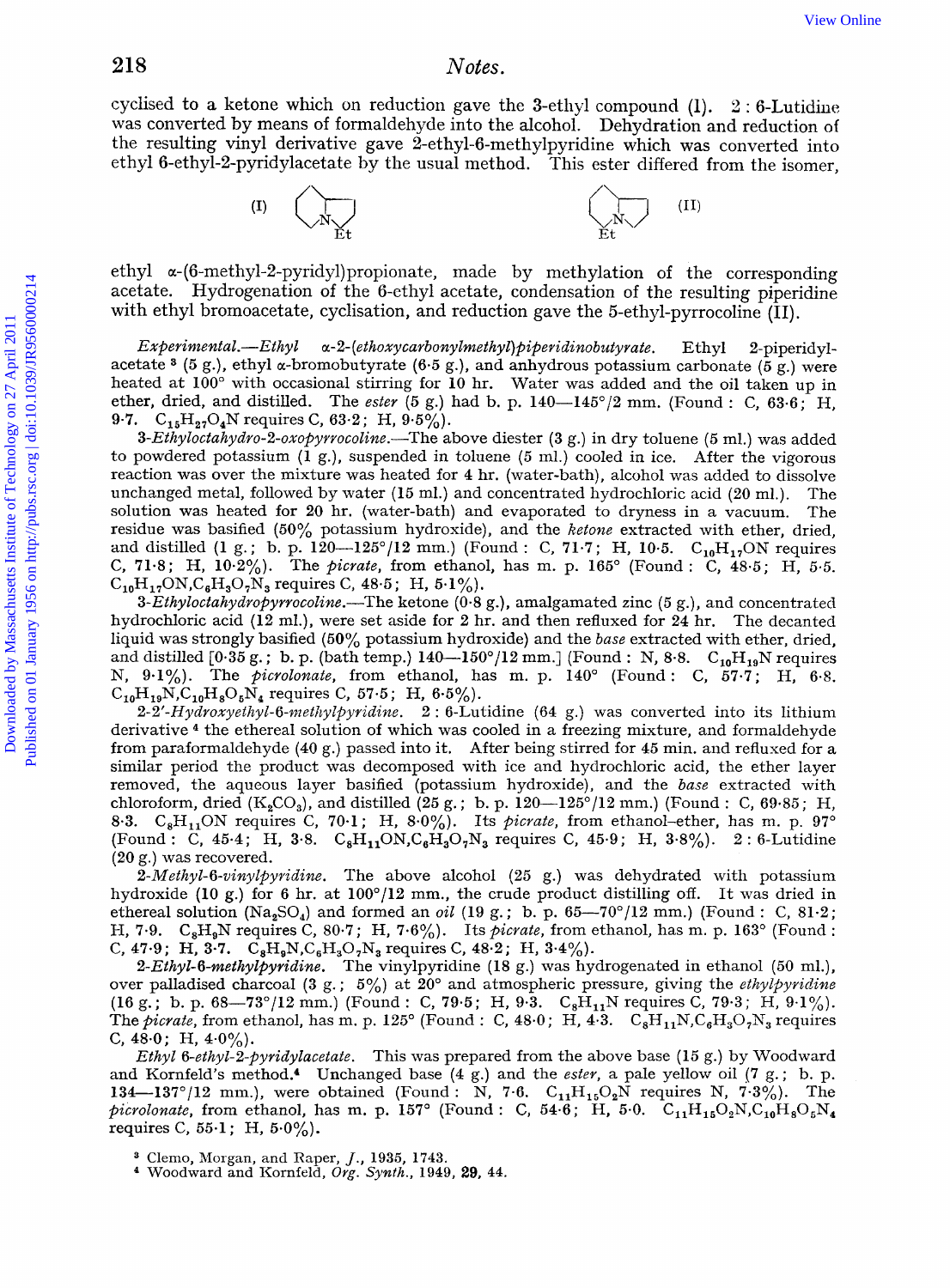cyclised to a ketone which on reduction gave the 3-ethyl compound (I). 2 : 6-Lutidine was converted by means of formaldehyde into the alcohol. Dehydration and reduction of the resulting vinyl derivative gave 2-ethyl-6-methylpyridine which was converted into ethyl 6-ethyl-2-pyridylacetate by the usual method. This ester differed from the isomer,

(I) (II)

ethyl α-(6-methyl-2-pyridyl)propionate, made by methylation of the corresponding acetate. Hydrogenation of the 6-ethyl acetate, condensation of the resulting piperidine with ethyl bromoacetate, cyclisation, and reduction gave the 5-ethyl-pyrrocoline (II).

*Experimental.*—*Ethyl α-2-(ethoxycarbonylmethyl)piperidinobutyrate.* Ethyl 2-piperidylacetate[3] (5 g.), ethyl α-bromobutyrate (6·5 g.), and anhydrous potassium carbonate (5 g.) were heated at 100° with occasional stirring for 10 hr. Water was added and the oil taken up in ether, dried, and distilled. The *ester* (5 g.) had b. p. 140—145°/2 mm. (Found : C, 63·6; H, 9·7. $C_{15}H_{27}O_4N$ requires C, 63·2; H, 9·5%).

*3-Ethyloctahydro-2-oxopyrrocoline.*—The above diester (3 g.) in dry toluene (5 ml.) was added to powdered potassium (1 g.), suspended in toluene (5 ml.) cooled in ice. After the vigorous reaction was over the mixture was heated for 4 hr. (water-bath), alcohol was added to dissolve unchanged metal, followed by water (15 ml.) and concentrated hydrochloric acid (20 ml.). The solution was heated for 20 hr. (water-bath) and evaporated to dryness in a vacuum. The residue was basified (50% potassium hydroxide), and the *ketone* extracted with ether, dried, and distilled (1 g.; b. p. 120—125°/12 mm.) (Found : C, 71·7; H, 10·5. $C_{10}H_{17}ON$ requires C, 71·8; H, 10·2%). The *picrate*, from ethanol, has m. p. 165° (Found : C, 48·5; H, 5·5. $C_{10}H_{17}ON,C_6H_3O_7N_3$ requires C, 48·5; H, 5·1%).

*3-Ethyloctahydropyrrocoline.*—The ketone (0·8 g.), amalgamated zinc (5 g.), and concentrated hydrochloric acid (12 ml.), were set aside for 2 hr. and then refluxed for 24 hr. The decanted liquid was strongly basified (50% potassium hydroxide) and the *base* extracted with ether, dried, and distilled [0·35 g.; b. p. (bath temp.) 140—150°/12 mm.] (Found : N, 8·8. $C_{10}H_{19}N$ requires N, 9·1%). The *picrolonate*, from ethanol, has m. p. 140° (Found : C, 57·7; H, 6·8. $C_{10}H_{19}N,C_{10}H_8O_5N_4$ requires C, 57·5; H, 6·5%).

*2-2'-Hydroxyethyl-6-methylpyridine.* 2 : 6-Lutidine (64 g.) was converted into its lithium derivative[4] the ethereal solution of which was cooled in a freezing mixture, and formaldehyde from paraformaldehyde (40 g.) passed into it. After being stirred for 45 min. and refluxed for a similar period the product was decomposed with ice and hydrochloric acid, the ether layer removed, the aqueous layer basified (potassium hydroxide), and the *base* extracted with chloroform, dried ($K_2CO_3$), and distilled (25 g.; b. p. 120—125°/12 mm.) (Found : C, 69·85; H, 8·3. $C_8H_{11}ON$ requires C, 70·1; H, 8·0%). Its *picrate*, from ethanol–ether, has m. p. 97° (Found : C, 45·4; H, 3·8. $C_8H_{11}ON,C_6H_3O_7N_3$ requires C, 45·9; H, 3·8%). 2 : 6-Lutidine (20 g.) was recovered.

*2-Methyl-6-vinylpyridine.* The above alcohol (25 g.) was dehydrated with potassium hydroxide (10 g.) for 6 hr. at 100°/12 mm., the crude product distilling off. It was dried in ethereal solution ($Na_2SO_4$) and formed an *oil* (19 g.; b. p. 65—70°/12 mm.) (Found : C, 81·2; H, 7·9. $C_8H_9N$ requires C, 80·7; H, 7·6%). Its *picrate*, from ethanol, has m. p. 163° (Found : C, 47·9; H, 3·7. $C_8H_9N,C_6H_3O_7N_3$ requires C, 48·2; H, 3·4%).

*2-Ethyl-6-methylpyridine.* The vinylpyridine (18 g.) was hydrogenated in ethanol (50 ml.), over palladised charcoal (3 g.; 5%) at 20° and atmospheric pressure, giving the *ethylpyridine* (16 g.; b. p. 68—73°/12 mm.) (Found : C, 79·5; H, 9·3. $C_8H_{11}N$ requires C, 79·3; H, 9·1%). The *picrate*, from ethanol, has m. p. 125° (Found : C, 48·0; H, 4·3. $C_8H_{11}N,C_6H_3O_7N_3$ requires C, 48·0; H, 4·0%).

*Ethyl 6-ethyl-2-pyridylacetate.* This was prepared from the above base (15 g.) by Woodward and Kornfeld's method.[4] Unchanged base (4 g.) and the *ester*, a pale yellow oil (7 g.; b. p. 134—137°/12 mm.), were obtained (Found : N, 7·6. $C_{11}H_{15}O_2N$ requires N, 7·3%). The *picrolonate*, from ethanol, has m. p. 157° (Found : C, 54·6; H, 5·0. $C_{11}H_{15}O_2N,C_{10}H_8O_5N_4$ requires C, 55·1; H, 5·0%).

[3] Clemo, Morgan, and Raper, *J.*, 1935, 1743.
[4] Woodward and Kornfeld, *Org. Synth.*, 1949, **29**, 44.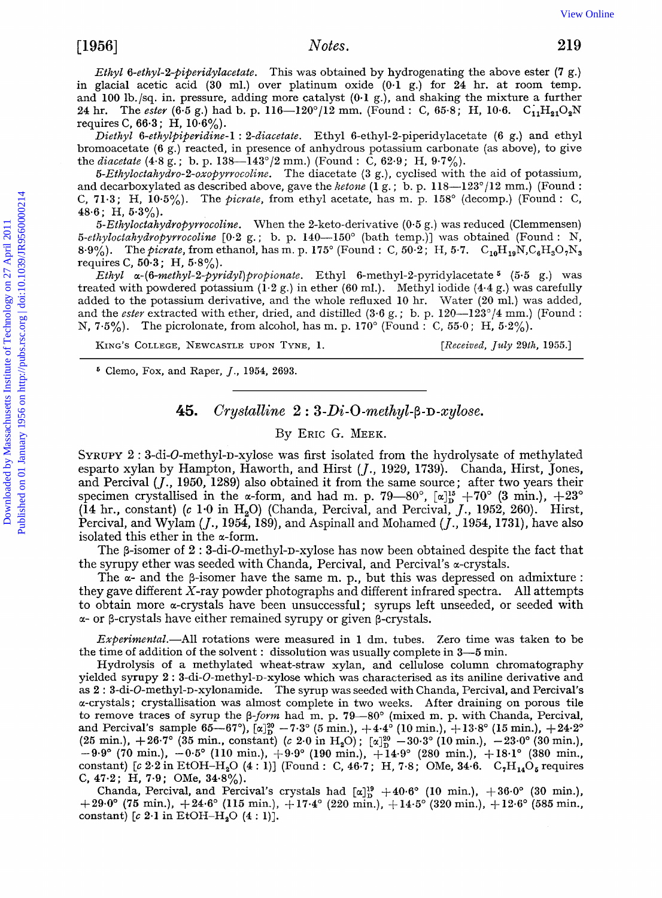*Ethyl* 6-*ethyl*-2-*piperidylacetate*. This was obtained by hydrogenating the above ester (7 g.) in glacial acetic acid (30 ml.) over platinum oxide (0·1 g.) for 24 hr. at room temp. and 100 lb./sq. in. pressure, adding more catalyst (0·1 g.), and shaking the mixture a further 24 hr. The *ester* (6·5 g.) had b. p. 116—120°/12 mm. (Found : C, 65·8; H, 10·6. $C_{11}H_{21}O_2N$ requires C, 66·3; H, 10·6%).

*Diethyl* 6-*ethylpiperidine*-1 : 2-*diacetate*. Ethyl 6-ethyl-2-piperidylacetate (6 g.) and ethyl bromoacetate (6 g.) reacted, in presence of anhydrous potassium carbonate (as above), to give the *diacetate* (4·8 g.; b. p. 138—143°/2 mm.) (Found : C, 62·9; H, 9·7%).

5-*Ethyloctahydro*-2-*oxopyrrocoline*. The diacetate (3 g.), cyclised with the aid of potassium, and decarboxylated as described above, gave the *ketone* (1 g.; b. p. 118—123°/12 mm.) (Found : C, 71·3; H, 10·5%). The *picrate*, from ethyl acetate, has m. p. 158° (decomp.) (Found : C, 48·6; H, 5·3%).

5-*Ethyloctahydropyrrocoline*. When the 2-keto-derivative (0·5 g.) was reduced (Clemmensen) 5-*ethyloctahydropyrrocoline* [0·2 g.; b. p. 140—150° (bath temp.)] was obtained (Found : N, 8·9%). The *picrate*, from ethanol, has m. p. 175° (Found : C, 50·2; H, 5·7. $C_{10}H_{19}N,C_6H_3O_7N_3$ requires C, 50·3; H, 5·8%).

*Ethyl* α-(6-*methyl*-2-*pyridyl*)*propionate*. Ethyl 6-methyl-2-pyridylacetate[5] (5·5 g.) was treated with powdered potassium (1·2 g.) in ether (60 ml.). Methyl iodide (4·4 g.) was carefully added to the potassium derivative, and the whole refluxed 10 hr. Water (20 ml.) was added, and the *ester* extracted with ether, dried, and distilled (3·6 g.; b. p. 120—123°/4 mm.) (Found : N, 7·5%). The picrolonate, from alcohol, has m. p. 170° (Found : C, 55·0; H, 5·2%).

King's College, Newcastle upon Tyne, 1. [*Received, July 29th*, 1955.]

[5] Clemo, Fox, and Raper, *J.*, 1954, 2693.

## 45. *Crystalline* 2 : 3-*Di*-O-*methyl*-β-D-*xylose*.

By Eric G. Meek.

Syrupy 2 : 3-di-*O*-methyl-D-xylose was first isolated from the hydrolysate of methylated esparto xylan by Hampton, Haworth, and Hirst (*J.*, 1929, 1739). Chanda, Hirst, Jones, and Percival (*J.*, 1950, 1289) also obtained it from the same source; after two years their specimen crystallised in the α-form, and had m. p. 79—80°, $[\alpha]_D^{15}$ +70° (3 min.), +23° (14 hr., constant) (*c* 1·0 in $H_2O$) (Chanda, Percival, and Percival, *J.*, 1952, 260). Hirst, Percival, and Wylam (*J.*, 1954, 189), and Aspinall and Mohamed (*J.*, 1954, 1731), have also isolated this ether in the α-form.

The β-isomer of 2 : 3-di-*O*-methyl-D-xylose has now been obtained despite the fact that the syrupy ether was seeded with Chanda, Percival, and Percival's α-crystals.

The α- and the β-isomer have the same m. p., but this was depressed on admixture : they gave different *X*-ray powder photographs and different infrared spectra. All attempts to obtain more α-crystals have been unsuccessful; syrups left unseeded, or seeded with α- or β-crystals have either remained syrupy or given β-crystals.

*Experimental*.—All rotations were measured in 1 dm. tubes. Zero time was taken to be the time of addition of the solvent : dissolution was usually complete in 3—5 min.

Hydrolysis of a methylated wheat-straw xylan, and cellulose column chromatography yielded syrupy 2 : 3-di-*O*-methyl-D-xylose which was characterised as its aniline derivative and as 2 : 3-di-*O*-methyl-D-xylonamide. The syrup was seeded with Chanda, Percival, and Percival's α-crystals; crystallisation was almost complete in two weeks. After draining on porous tile to remove traces of syrup the β-*form* had m. p. 79—80° (mixed m. p. with Chanda, Percival, and Percival's sample 65—67°), $[\alpha]_D^{20}$ −7·3° (5 min.), +4·4° (10 min.), +13·8° (15 min.), +24·2° (25 min.), +26·7° (35 min., constant) (*c* 2·0 in $H_2O$); $[\alpha]_D^{20}$ −30·3° (10 min.), −23·0° (30 min.), −9·9° (70 min.), −0·5° (110 min.), +9·9° (190 min.), +14·9° (280 min.), +18·1° (380 min., constant) [*c* 2·2 in EtOH–$H_2O$ (4 : 1)] (Found : C, 46·7; H, 7·8; OMe, 34·6. $C_7H_{14}O_5$ requires C, 47·2; H, 7·9; OMe, 34·8%).

Chanda, Percival, and Percival's crystals had $[\alpha]_D^{19}$ +40·6° (10 min.), +36·0° (30 min.), +29·0° (75 min.), +24·6° (115 min.), +17·4° (220 min.), +14·5° (320 min.), +12·6° (585 min., constant) [*c* 2·1 in EtOH–$H_2O$ (4 : 1)].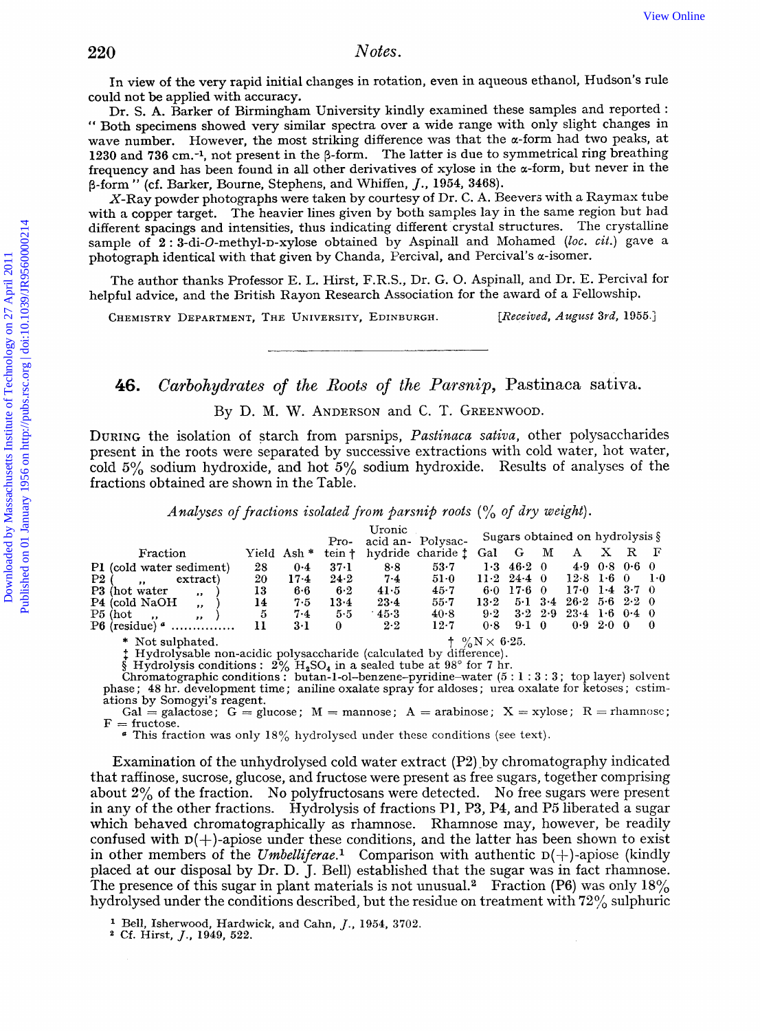In view of the very rapid initial changes in rotation, even in aqueous ethanol, Hudson's rule could not be applied with accuracy.

Dr. S. A. Barker of Birmingham University kindly examined these samples and reported: "Both specimens showed very similar spectra over a wide range with only slight changes in wave number. However, the most striking difference was that the α-form had two peaks, at 1230 and 736 cm.$^{-1}$, not present in the β-form. The latter is due to symmetrical ring breathing frequency and has been found in all other derivatives of xylose in the α-form, but never in the β-form" (cf. Barker, Bourne, Stephens, and Whiffen, *J.*, 1954, 3468).

*X*-Ray powder photographs were taken by courtesy of Dr. C. A. Beevers with a Raymax tube with a copper target. The heavier lines given by both samples lay in the same region but had different spacings and intensities, thus indicating different crystal structures. The crystalline sample of 2 : 3-di-*O*-methyl-D-xylose obtained by Aspinall and Mohamed (*loc. cit.*) gave a photograph identical with that given by Chanda, Percival, and Percival's α-isomer.

The author thanks Professor E. L. Hirst, F.R.S., Dr. G. O. Aspinall, and Dr. E. Percival for helpful advice, and the British Rayon Research Association for the award of a Fellowship.

CHEMISTRY DEPARTMENT, THE UNIVERSITY, EDINBURGH. [*Received, August 3rd*, 1955.]

---

## 46. *Carbohydrates of the Roots of the Parsnip*, Pastinaca sativa.

By D. M. W. ANDERSON and C. T. GREENWOOD.

DURING the isolation of starch from parsnips, *Pastinaca sativa*, other polysaccharides present in the roots were separated by successive extractions with cold water, hot water, cold 5% sodium hydroxide, and hot 5% sodium hydroxide. Results of analyses of the fractions obtained are shown in the Table.

*Analyses of fractions isolated from parsnip roots (% of dry weight).*

| Fraction | Yield | Ash * | Protein † | Uronic acid anhydride | Polysaccharide ‡ | Sugars obtained on hydrolysis § | | | | | | |
|---|---|---|---|---|---|---|---|---|---|---|---|---|
| | | | | | | Gal | G | M | A | X | R | F |
| P1 (cold water sediment) | 28 | 0·4 | 37·1 | 8·8 | 53·7 | 1·3 | 46·2 | 0 | 4·9 | 0·8 | 0·6 | 0 |
| P2 ( ,, extract) | 20 | 17·4 | 24·2 | 7·4 | 51·0 | 11·2 | 24·4 | 0 | 12·8 | 1·6 | 0 | 1·0 |
| P3 (hot water ,, ) | 13 | 6·6 | 6·2 | 41·5 | 45·7 | 6·0 | 17·6 | 0 | 17·0 | 1·4 | 3·7 | 0 |
| P4 (cold NaOH ,, ) | 14 | 7·5 | 13·4 | 23·4 | 55·7 | 13·2 | 5·1 | 3·4 | 26·2 | 5·6 | 2·2 | 0 |
| P5 (hot ,, ,, ) | 5 | 7·4 | 5·5 | 45·3 | 40·8 | 9·2 | 3·2 | 2·9 | 23·4 | 1·6 | 0·4 | 0 |
| P6 (residue) [a] .............. | 11 | 3·1 | 0 | 2·2 | 12·7 | 0·8 | 9·1 | 0 | 0·9 | 2·0 | 0 | 0 |

\* Not sulphated. † %N × 6·25.
‡ Hydrolysable non-acidic polysaccharide (calculated by difference).
§ Hydrolysis conditions: 2% $H_2SO_4$ in a sealed tube at 98° for 7 hr.
Chromatographic conditions: butan-1-ol–benzene–pyridine–water (5 : 1 : 3 : 3; top layer) solvent phase; 48 hr. development time; aniline oxalate spray for aldoses; urea oxalate for ketoses; estimations by Somogyi's reagent.
Gal = galactose; G = glucose; M = mannose; A = arabinose; X = xylose; R = rhamnose; F = fructose.
[a] This fraction was only 18% hydrolysed under these conditions (see text).

Examination of the unhydrolysed cold water extract (P2) by chromatography indicated that raffinose, sucrose, glucose, and fructose were present as free sugars, together comprising about 2% of the fraction. No polyfructosans were detected. No free sugars were present in any of the other fractions. Hydrolysis of fractions P1, P3, P4, and P5 liberated a sugar which behaved chromatographically as rhamnose. Rhamnose may, however, be readily confused with D(+)-apiose under these conditions, and the latter has been shown to exist in other members of the *Umbelliferae*.[1] Comparison with authentic D(+)-apiose (kindly placed at our disposal by Dr. D. J. Bell) established that the sugar was in fact rhamnose. The presence of this sugar in plant materials is not unusual.[2] Fraction (P6) was only 18% hydrolysed under the conditions described, but the residue on treatment with 72% sulphuric

[1] Bell, Isherwood, Hardwick, and Cahn, *J.*, 1954, 3702.
[2] Cf. Hirst, *J.*, 1949, 522.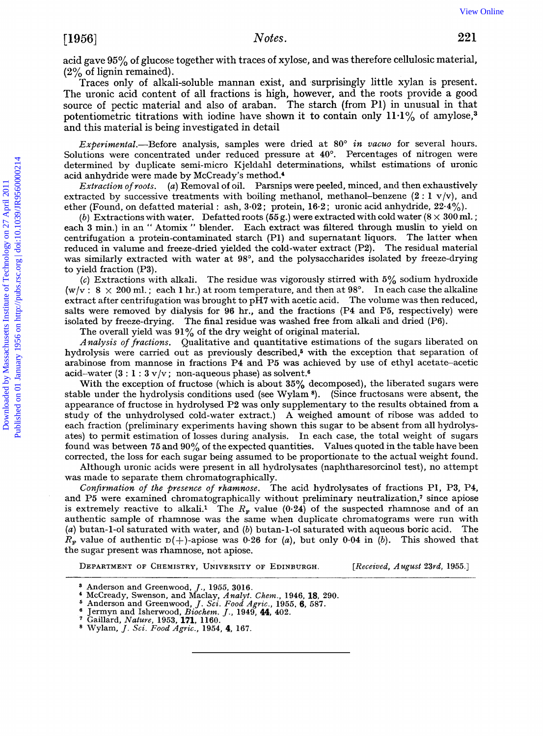acid gave 95% of glucose together with traces of xylose, and was therefore cellulosic material, (2% of lignin remained).

Traces only of alkali-soluble mannan exist, and surprisingly little xylan is present. The uronic acid content of all fractions is high, however, and the roots provide a good source of pectic material and also of araban. The starch (from P1) in unusual in that potentiometric titrations with iodine have shown it to contain only 11·1% of amylose,[3] and this material is being investigated in detail

*Experimental.*—Before analysis, samples were dried at 80° *in vacuo* for several hours. Solutions were concentrated under reduced pressure at 40°. Percentages of nitrogen were determined by duplicate semi-micro Kjeldahl determinations, whilst estimations of uronic acid anhydride were made by McCready's method.[4]

*Extraction of roots.* (*a*) Removal of oil. Parsnips were peeled, minced, and then exhaustively extracted by successive treatments with boiling methanol, methanol–benzene (2 : 1 v/v), and ether (Found, on defatted material : ash, 3·02; protein, 16·2; uronic acid anhydride, 22·4%).

(*b*) Extractions with water. Defatted roots (55 g.) were extracted with cold water (8 × 300 ml.; each 3 min.) in an "Atomix" blender. Each extract was filtered through muslin to yield on centrifugation a protein-contaminated starch (P1) and supernatant liquors. The latter when reduced in valume and freeze-dried yielded the cold-water extract (P2). The residual material was similarly extracted with water at 98°, and the polysaccharides isolated by freeze-drying to yield fraction (P3).

(*c*) Extractions with alkali. The residue was vigorously stirred with 5% sodium hydroxide (w/v : 8 × 200 ml.; each 1 hr.) at room temperature, and then at 98°. In each case the alkaline extract after centrifugation was brought to pH7 with acetic acid. The volume was then reduced, salts were removed by dialysis for 96 hr., and the fractions (P4 and P5, respectively) were isolated by freeze-drying. The final residue was washed free from alkali and dried (P6).

The overall yield was 91% of the dry weight of original material.

*Analysis of fractions.* Qualitative and quantitative estimations of the sugars liberated on hydrolysis were carried out as previously described,[5] with the exception that separation of arabinose from mannose in fractions P4 and P5 was achieved by use of ethyl acetate–acetic acid–water (3 : 1 : 3 v/v; non-aqueous phase) as solvent.[6]

With the exception of fructose (which is about 35% decomposed), the liberated sugars were stable under the hydrolysis conditions used (see Wylam [8]). (Since fructosans were absent, the appearance of fructose in hydrolysed P2 was only supplementary to the results obtained from a study of the unhydrolysed cold-water extract.) A weighed amount of ribose was added to each fraction (preliminary experiments having shown this sugar to be absent from all hydrolysates) to permit estimation of losses during analysis. In each case, the total weight of sugars found was between 75 and 90% of the expected quantities. Values quoted in the table have been corrected, the loss for each sugar being assumed to be proportionate to the actual weight found.

Although uronic acids were present in all hydrolysates (naphtharesorcinol test), no attempt was made to separate them chromatographically.

*Confirmation of the presence of rhamnose.* The acid hydrolysates of fractions P1, P3, P4, and P5 were examined chromatographically without preliminary neutralization,[7] since apiose is extremely reactive to alkali.[1] The $R_F$ value (0·24) of the suspected rhamnose and of an authentic sample of rhamnose was the same when duplicate chromatograms were run with (*a*) butan-1-ol saturated with water, and (*b*) butan-1-ol saturated with aqueous boric acid. The $R_F$ value of authentic D(+)-apiose was 0·26 for (*a*), but only 0·04 in (*b*). This showed that the sugar present was rhamnose, not apiose.

Department of Chemistry, University of Edinburgh. [*Received, August 23rd*, 1955.]

[3] Anderson and Greenwood, *J.*, 1955, 3016.
[4] McCready, Swenson, and Maclay, *Analyt. Chem.*, 1946, **18**, 290.
[5] Anderson and Greenwood, *J. Sci. Food Agric.*, 1955, **6**, 587.
[6] Jermyn and Isherwood, *Biochem. J.*, 1949, **44**, 402.
[7] Gaillard, *Nature*, 1953, **171**, 1160.
[8] Wylam, *J. Sci. Food Agric.*, 1954, **4**, 167.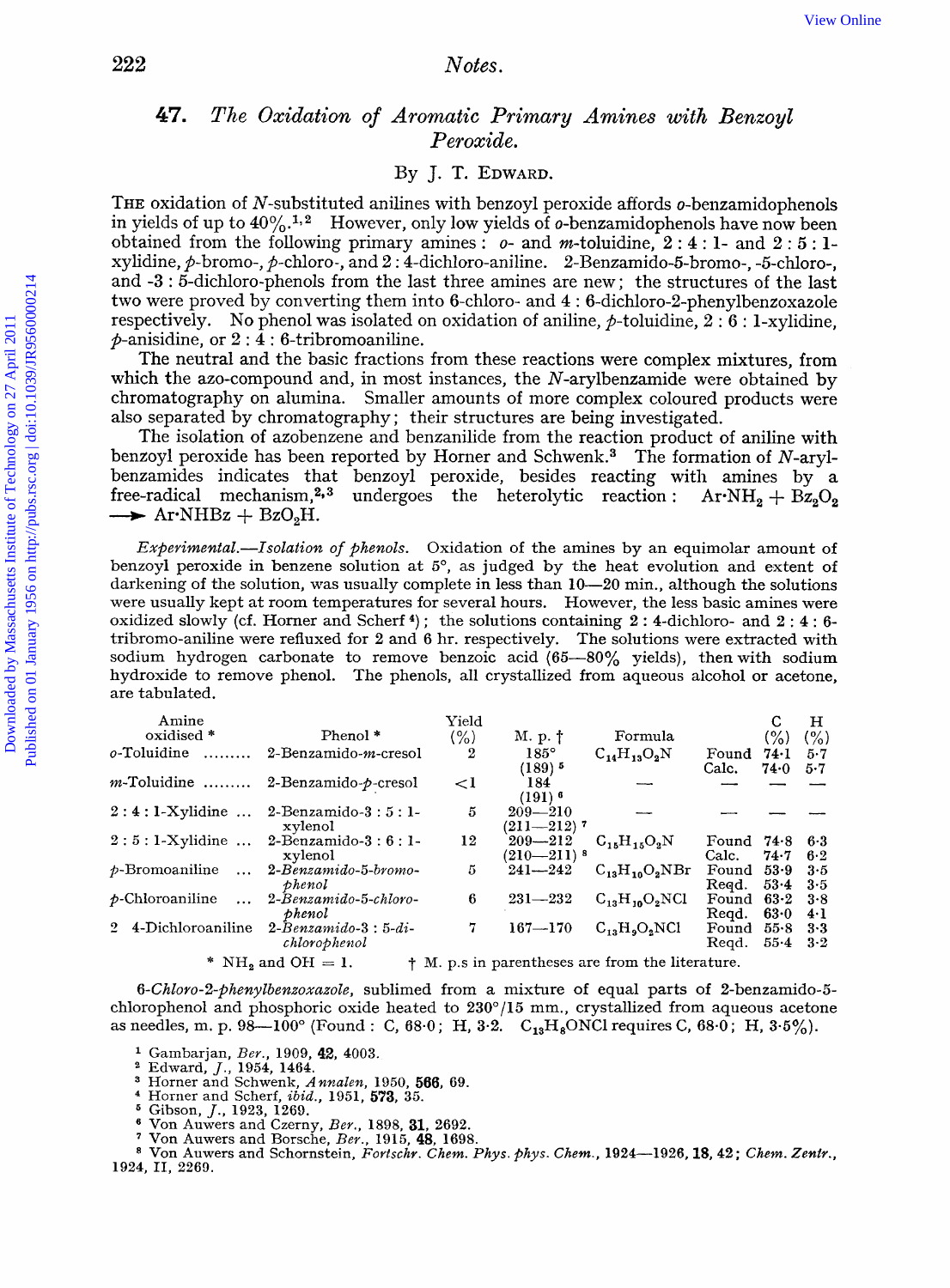## 47. *The Oxidation of Aromatic Primary Amines with Benzoyl Peroxide.*

By J. T. Edward.

The oxidation of *N*-substituted anilines with benzoyl peroxide affords *o*-benzamidophenols in yields of up to 40%.[1,2] However, only low yields of *o*-benzamidophenols have now been obtained from the following primary amines: *o*- and *m*-toluidine, 2 : 4 : 1- and 2 : 5 : 1-xylidine, *p*-bromo-, *p*-chloro-, and 2 : 4-dichloro-aniline. 2-Benzamido-5-bromo-, -5-chloro-, and -3 : 5-dichloro-phenols from the last three amines are new; the structures of the last two were proved by converting them into 6-chloro- and 4 : 6-dichloro-2-phenylbenzoxazole respectively. No phenol was isolated on oxidation of aniline, *p*-toluidine, 2 : 6 : 1-xylidine, *p*-anisidine, or 2 : 4 : 6-tribromoaniline.

The neutral and the basic fractions from these reactions were complex mixtures, from which the azo-compound and, in most instances, the *N*-arylbenzamide were obtained by chromatography on alumina. Smaller amounts of more complex coloured products were also separated by chromatography; their structures are being investigated.

The isolation of azobenzene and benzanilide from the reaction product of aniline with benzoyl peroxide has been reported by Horner and Schwenk.[3] The formation of *N*-arylbenzamides indicates that benzoyl peroxide, besides reacting with amines by a free-radical mechanism,[2,3] undergoes the heterolytic reaction: $Ar{\cdot}NH_2 + Bz_2O_2 \longrightarrow Ar{\cdot}NHBz + BzO_2H$.

*Experimental.—Isolation of phenols.* Oxidation of the amines by an equimolar amount of benzoyl peroxide in benzene solution at 5°, as judged by the heat evolution and extent of darkening of the solution, was usually complete in less than 10—20 min., although the solutions were usually kept at room temperatures for several hours. However, the less basic amines were oxidized slowly (cf. Horner and Scherf[4]); the solutions containing 2 : 4-dichloro- and 2 : 4 : 6-tribromo-aniline were refluxed for 2 and 6 hr. respectively. The solutions were extracted with sodium hydrogen carbonate to remove benzoic acid (65—80% yields), then with sodium hydroxide to remove phenol. The phenols, all crystallized from aqueous alcohol or acetone, are tabulated.

| Amine oxidised * | Phenol * | Yield (%) | M. p. † | Formula | | C (%) | H (%) |
|---|---|---|---|---|---|---|---|
| *o*-Toluidine | 2-Benzamido-*m*-cresol | 2 | 185° (189)[5] | $C_{14}H_{13}O_2N$ | Found / Calc. | 74·1 / 74·0 | 5·7 / 5·7 |
| *m*-Toluidine | 2-Benzamido-*p*-cresol | <1 | 184 (191)[6] | — | — | — | — |
| 2 : 4 : 1-Xylidine | 2-Benzamido-3 : 5 : 1-xylenol | 5 | 209—210 (211—212)[7] | — | — | — | — |
| 2 : 5 : 1-Xylidine | 2-Benzamido-3 : 6 : 1-xylenol | 12 | 209—212 (210—211)[8] | $C_{15}H_{15}O_2N$ | Found / Calc. | 74·8 / 74·7 | 6·3 / 6·2 |
| *p*-Bromoaniline | *2-Benzamido-5-bromo-phenol* | 5 | 241—242 | $C_{13}H_{10}O_2NBr$ | Found / Reqd. | 53·9 / 53·4 | 3·5 / 3·5 |
| *p*-Chloroaniline | *2-Benzamido-5-chloro-phenol* | 6 | 231—232 | $C_{13}H_{10}O_2NCl$ | Found / Reqd. | 63·2 / 63·0 | 3·8 / 4·1 |
| 2 : 4-Dichloroaniline | *2-Benzamido-3 : 5-di-chlorophenol* | 7 | 167—170 | $C_{13}H_9O_2NCl$ | Found / Reqd. | 55·8 / 55·4 | 3·3 / 3·2 |

\* $NH_2$ and OH = 1. † M. p.s in parentheses are from the literature.

*6-Chloro-2-phenylbenzoxazole*, sublimed from a mixture of equal parts of 2-benzamido-5-chlorophenol and phosphoric oxide heated to 230°/15 mm., crystallized from aqueous acetone as needles, m. p. 98—100° (Found: C, 68·0; H, 3·2. $C_{13}H_8ONCl$ requires C, 68·0; H, 3·5%).

[1] Gambarjan, *Ber.*, 1909, **42**, 4003.
[2] Edward, *J.*, 1954, 1464.
[3] Horner and Schwenk, *Annalen*, 1950, **566**, 69.
[4] Horner and Scherf, *ibid.*, 1951, **573**, 35.
[5] Gibson, *J.*, 1923, 1269.
[6] Von Auwers and Czerny, *Ber.*, 1898, **31**, 2692.
[7] Von Auwers and Borsche, *Ber.*, 1915, **48**, 1698.
[8] Von Auwers and Schornstein, *Fortschr. Chem. Phys. phys. Chem.*, 1924—1926, **18**, 42; *Chem. Zentr.*, 1924, II, 2269.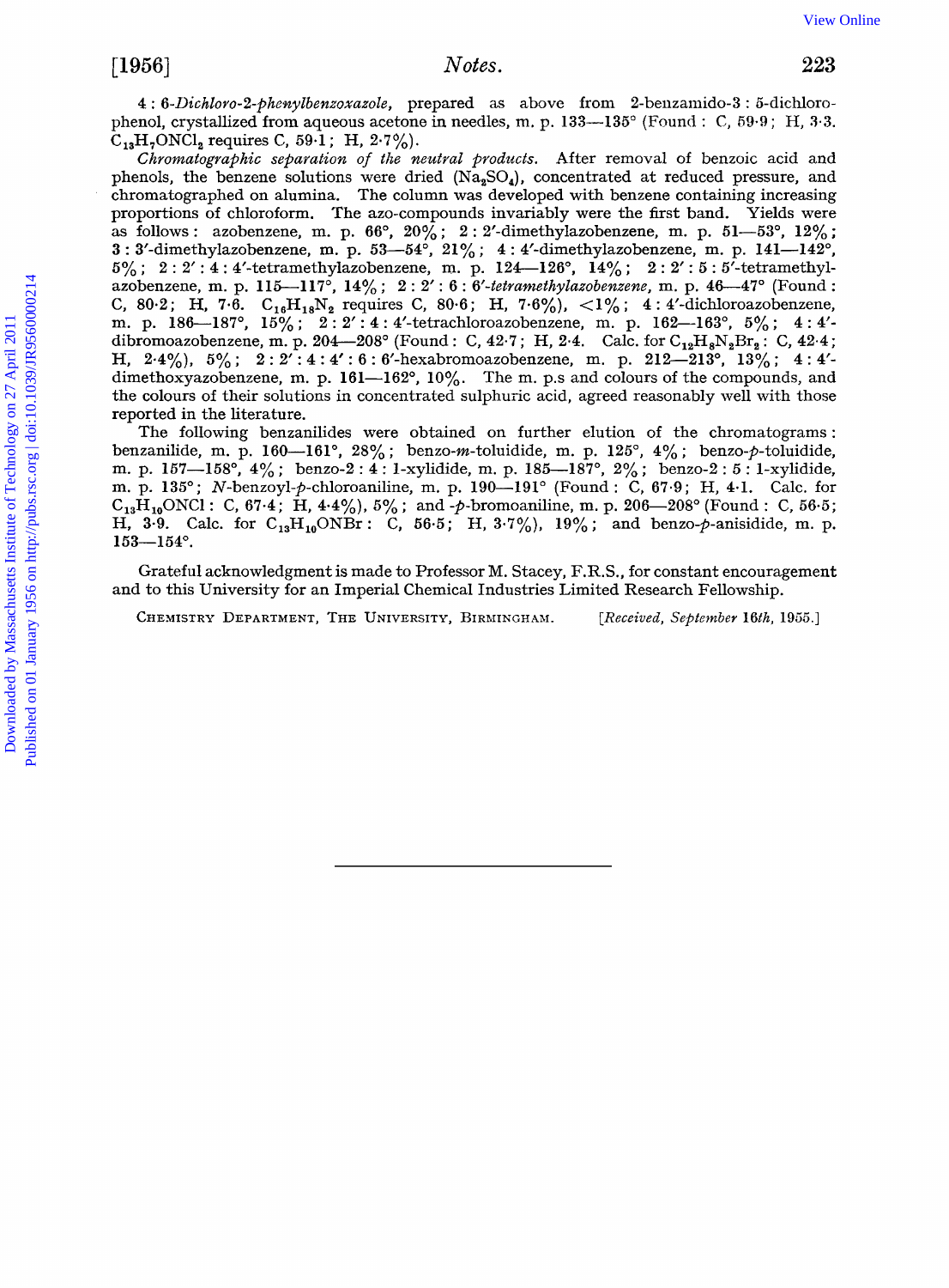4 : 6-*Dichloro-2-phenylbenzoxazole*, prepared as above from 2-benzamido-3 : 5-dichlorophenol, crystallized from aqueous acetone in needles, m. p. 133—135° (Found : C, 59·9; H, 3·3. $C_{13}H_7ONCl_2$ requires C, 59·1; H, 2·7%).

*Chromatographic separation of the neutral products.* After removal of benzoic acid and phenols, the benzene solutions were dried ($Na_2SO_4$), concentrated at reduced pressure, and chromatographed on alumina. The column was developed with benzene containing increasing proportions of chloroform. The azo-compounds invariably were the first band. Yields were as follows: azobenzene, m. p. 66°, 20%; 2 : 2'-dimethylazobenzene, m. p. 51—53°, 12%; 3 : 3'-dimethylazobenzene, m. p. 53—54°, 21%; 4 : 4'-dimethylazobenzene, m. p. 141—142°, 5%; 2 : 2' : 4 : 4'-tetramethylazobenzene, m. p. 124—126°, 14%; 2 : 2' : 5 : 5'-tetramethylazobenzene, m. p. 115—117°, 14%; 2 : 2' : 6 : 6'-*tetramethylazobenzene*, m. p. 46—47° (Found : C, 80·2; H, 7·6. $C_{16}H_{18}N_2$ requires C, 80·6; H, 7·6%), <1%; 4 : 4'-dichloroazobenzene, m. p. 186—187°, 15%; 2 : 2' : 4 : 4'-tetrachloroazobenzene, m. p. 162—163°, 5%; 4 : 4'-dibromoazobenzene, m. p. 204—208° (Found : C, 42·7; H, 2·4. Calc. for $C_{12}H_8N_2Br_2$ : C, 42·4; H, 2·4%), 5%; 2 : 2' : 4 : 4' : 6 : 6'-hexabromoazobenzene, m. p. 212—213°, 13%; 4 : 4'-dimethoxyazobenzene, m. p. 161—162°, 10%. The m. p.s and colours of the compounds, and the colours of their solutions in concentrated sulphuric acid, agreed reasonably well with those reported in the literature.

The following benzanilides were obtained on further elution of the chromatograms: benzanilide, m. p. 160—161°, 28%; benzo-*m*-toluidide, m. p. 125°, 4%; benzo-*p*-toluidide, m. p. 157—158°, 4%; benzo-2 : 4 : 1-xylidide, m. p. 185—187°, 2%; benzo-2 : 5 : 1-xylidide, m. p. 135°; *N*-benzoyl-*p*-chloroaniline, m. p. 190—191° (Found : C, 67·9; H, 4·1. Calc. for $C_{13}H_{10}ONCl$ : C, 67·4; H, 4·4%), 5%; and -*p*-bromoaniline, m. p. 206—208° (Found : C, 56·5; H, 3·9. Calc. for $C_{13}H_{10}ONBr$ : C, 56·5; H, 3·7%), 19%; and benzo-*p*-anisidide, m. p. 153—154°.

Grateful acknowledgment is made to Professor M. Stacey, F.R.S., for constant encouragement and to this University for an Imperial Chemical Industries Limited Research Fellowship.

CHEMISTRY DEPARTMENT, THE UNIVERSITY, BIRMINGHAM. [*Received, September 16th*, 1955.]